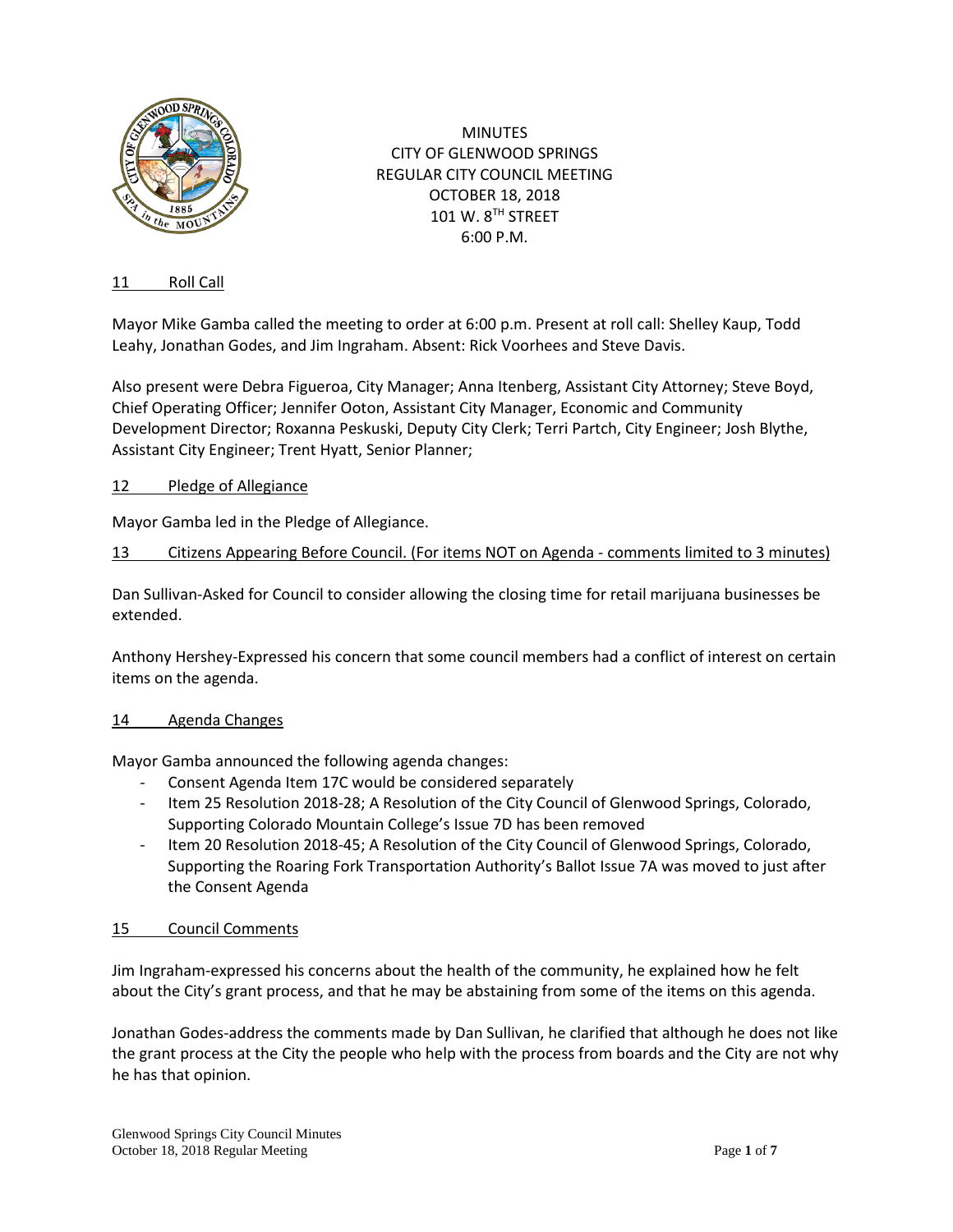MINUTES
CITY OF GLENWOOD SPRINGS
REGULAR CITY COUNCIL MEETING
OCTOBER 18, 2018
101 W. 8TH STREET
6:00 P.M.

11 Roll Call

Mayor Mike Gamba called the meeting to order at 6:00 p.m. Present at roll call: Shelley Kaup, Todd Leahy, Jonathan Godes, and Jim Ingraham. Absent: Rick Voorhees and Steve Davis.

Also present were Debra Figueroa, City Manager; Anna Itenberg, Assistant City Attorney; Steve Boyd, Chief Operating Officer; Jennifer Ooton, Assistant City Manager, Economic and Community Development Director; Roxanna Peskuski, Deputy City Clerk; Terri Partch, City Engineer; Josh Blythe, Assistant City Engineer; Trent Hyatt, Senior Planner;

12 Pledge of Allegiance

Mayor Gamba led in the Pledge of Allegiance.

13 Citizens Appearing Before Council. (For items NOT on Agenda - comments limited to 3 minutes)

Dan Sullivan-Asked for Council to consider allowing the closing time for retail marijuana businesses be extended.

Anthony Hershey-Expressed his concern that some council members had a conflict of interest on certain items on the agenda.

14 Agenda Changes

Mayor Gamba announced the following agenda changes:

- Consent Agenda Item 17C would be considered separately
- Item 25 Resolution 2018-28; A Resolution of the City Council of Glenwood Springs, Colorado, Supporting Colorado Mountain College's Issue 7D has been removed
- Item 20 Resolution 2018-45; A Resolution of the City Council of Glenwood Springs, Colorado, Supporting the Roaring Fork Transportation Authority's Ballot Issue 7A was moved to just after the Consent Agenda

15 Council Comments

Jim Ingraham-expressed his concerns about the health of the community, he explained how he felt about the City's grant process, and that he may be abstaining from some of the items on this agenda.

Jonathan Godes-address the comments made by Dan Sullivan, he clarified that although he does not like the grant process at the City the people who help with the process from boards and the City are not why he has that opinion.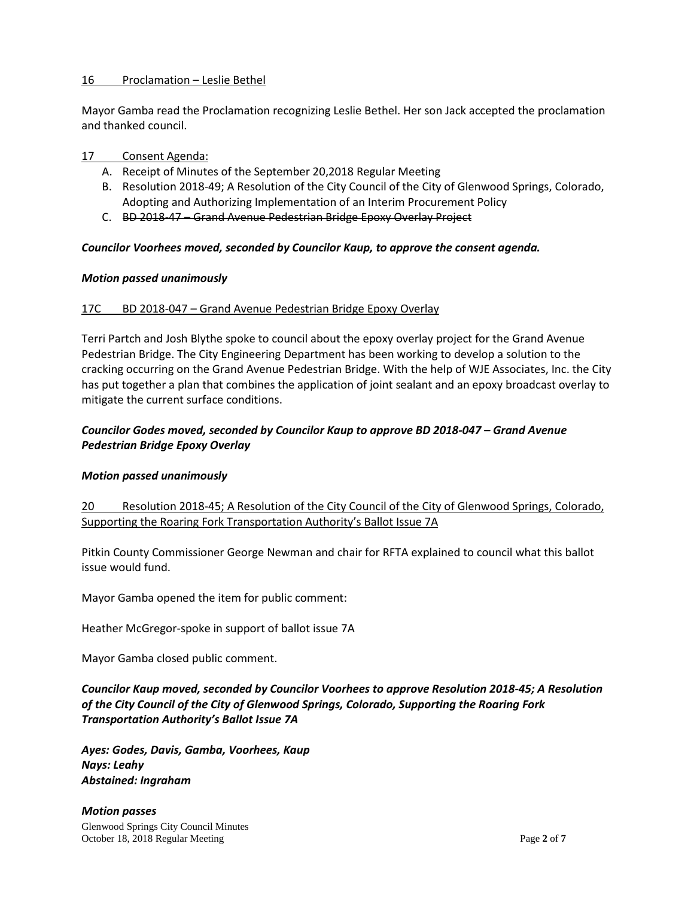16 Proclamation – Leslie Bethel

Mayor Gamba read the Proclamation recognizing Leslie Bethel. Her son Jack accepted the proclamation and thanked council.

17 Consent Agenda:

A. Receipt of Minutes of the September 20,2018 Regular Meeting
B. Resolution 2018-49; A Resolution of the City Council of the City of Glenwood Springs, Colorado, Adopting and Authorizing Implementation of an Interim Procurement Policy
C. ~~BD 2018-47 – Grand Avenue Pedestrian Bridge Epoxy Overlay Project~~

***Councilor Voorhees moved, seconded by Councilor Kaup, to approve the consent agenda.***

***Motion passed unanimously***

17C BD 2018-047 – Grand Avenue Pedestrian Bridge Epoxy Overlay

Terri Partch and Josh Blythe spoke to council about the epoxy overlay project for the Grand Avenue Pedestrian Bridge. The City Engineering Department has been working to develop a solution to the cracking occurring on the Grand Avenue Pedestrian Bridge. With the help of WJE Associates, Inc. the City has put together a plan that combines the application of joint sealant and an epoxy broadcast overlay to mitigate the current surface conditions.

***Councilor Godes moved, seconded by Councilor Kaup to approve BD 2018-047 – Grand Avenue Pedestrian Bridge Epoxy Overlay***

***Motion passed unanimously***

20 Resolution 2018-45; A Resolution of the City Council of the City of Glenwood Springs, Colorado, Supporting the Roaring Fork Transportation Authority's Ballot Issue 7A

Pitkin County Commissioner George Newman and chair for RFTA explained to council what this ballot issue would fund.

Mayor Gamba opened the item for public comment:

Heather McGregor-spoke in support of ballot issue 7A

Mayor Gamba closed public comment.

***Councilor Kaup moved, seconded by Councilor Voorhees to approve Resolution 2018-45; A Resolution of the City Council of the City of Glenwood Springs, Colorado, Supporting the Roaring Fork Transportation Authority's Ballot Issue 7A***

***Ayes: Godes, Davis, Gamba, Voorhees, Kaup***
***Nays: Leahy***
***Abstained: Ingraham***

***Motion passes***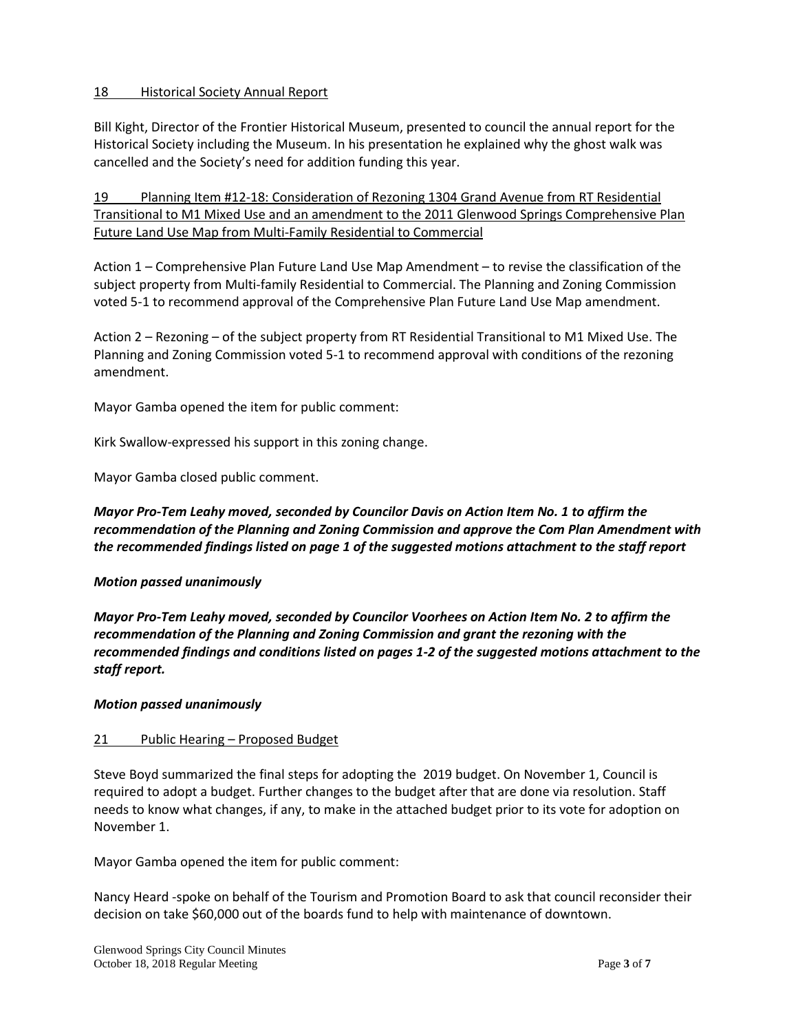18 Historical Society Annual Report

Bill Kight, Director of the Frontier Historical Museum, presented to council the annual report for the Historical Society including the Museum. In his presentation he explained why the ghost walk was cancelled and the Society's need for addition funding this year.

19 Planning Item #12-18: Consideration of Rezoning 1304 Grand Avenue from RT Residential Transitional to M1 Mixed Use and an amendment to the 2011 Glenwood Springs Comprehensive Plan Future Land Use Map from Multi-Family Residential to Commercial

Action 1 – Comprehensive Plan Future Land Use Map Amendment – to revise the classification of the subject property from Multi-family Residential to Commercial. The Planning and Zoning Commission voted 5-1 to recommend approval of the Comprehensive Plan Future Land Use Map amendment.

Action 2 – Rezoning – of the subject property from RT Residential Transitional to M1 Mixed Use. The Planning and Zoning Commission voted 5-1 to recommend approval with conditions of the rezoning amendment.

Mayor Gamba opened the item for public comment:

Kirk Swallow-expressed his support in this zoning change.

Mayor Gamba closed public comment.

***Mayor Pro-Tem Leahy moved, seconded by Councilor Davis on Action Item No. 1 to affirm the recommendation of the Planning and Zoning Commission and approve the Com Plan Amendment with the recommended findings listed on page 1 of the suggested motions attachment to the staff report***

***Motion passed unanimously***

***Mayor Pro-Tem Leahy moved, seconded by Councilor Voorhees on Action Item No. 2 to affirm the recommendation of the Planning and Zoning Commission and grant the rezoning with the recommended findings and conditions listed on pages 1-2 of the suggested motions attachment to the staff report.***

***Motion passed unanimously***

21 Public Hearing – Proposed Budget

Steve Boyd summarized the final steps for adopting the 2019 budget. On November 1, Council is required to adopt a budget. Further changes to the budget after that are done via resolution. Staff needs to know what changes, if any, to make in the attached budget prior to its vote for adoption on November 1.

Mayor Gamba opened the item for public comment:

Nancy Heard -spoke on behalf of the Tourism and Promotion Board to ask that council reconsider their decision on take $60,000 out of the boards fund to help with maintenance of downtown.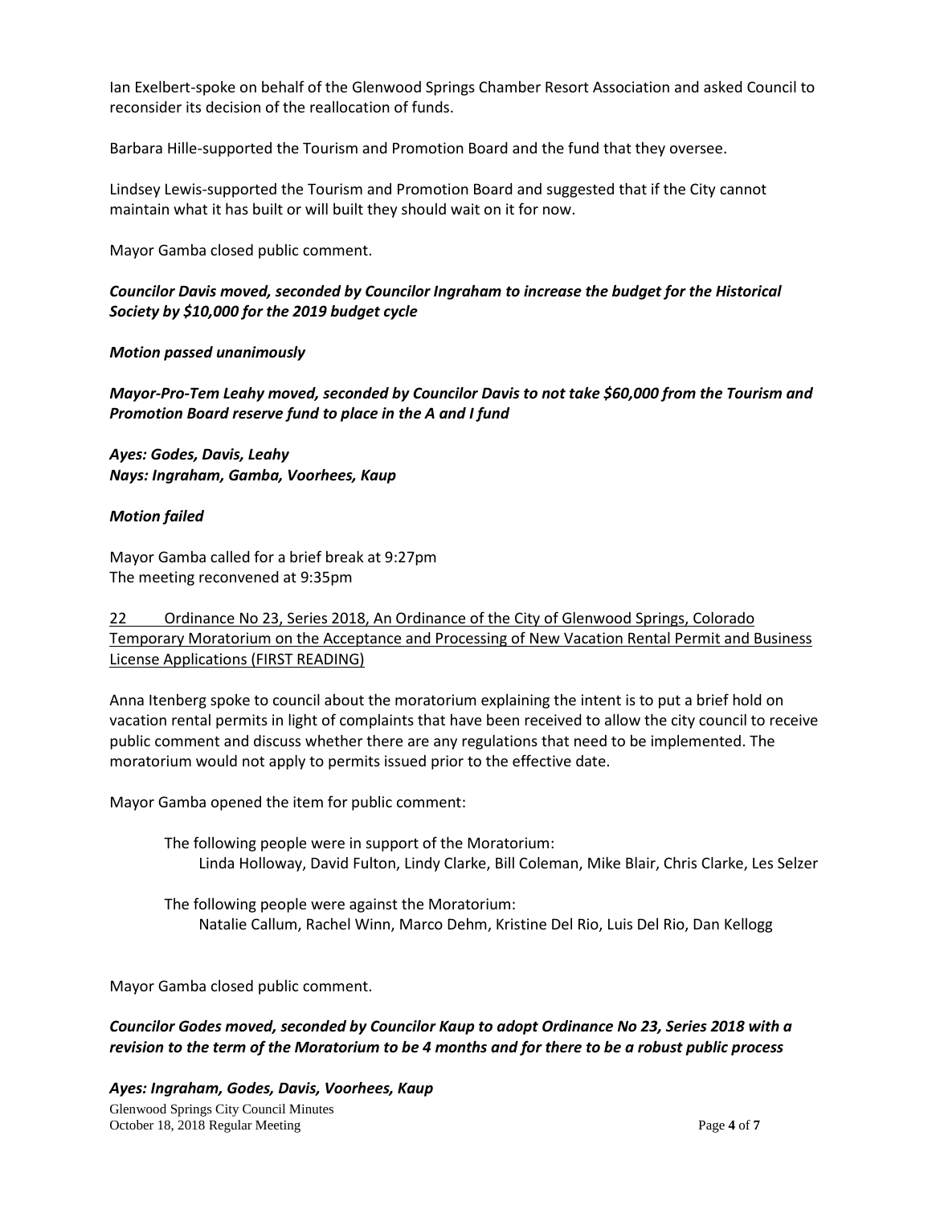Ian Exelbert-spoke on behalf of the Glenwood Springs Chamber Resort Association and asked Council to reconsider its decision of the reallocation of funds.

Barbara Hille-supported the Tourism and Promotion Board and the fund that they oversee.

Lindsey Lewis-supported the Tourism and Promotion Board and suggested that if the City cannot maintain what it has built or will built they should wait on it for now.

Mayor Gamba closed public comment.

***Councilor Davis moved, seconded by Councilor Ingraham to increase the budget for the Historical Society by $10,000 for the 2019 budget cycle***

***Motion passed unanimously***

***Mayor-Pro-Tem Leahy moved, seconded by Councilor Davis to not take $60,000 from the Tourism and Promotion Board reserve fund to place in the A and I fund***

***Ayes: Godes, Davis, Leahy***
***Nays: Ingraham, Gamba, Voorhees, Kaup***

***Motion failed***

Mayor Gamba called for a brief break at 9:27pm
The meeting reconvened at 9:35pm

22 Ordinance No 23, Series 2018, An Ordinance of the City of Glenwood Springs, Colorado Temporary Moratorium on the Acceptance and Processing of New Vacation Rental Permit and Business License Applications (FIRST READING)

Anna Itenberg spoke to council about the moratorium explaining the intent is to put a brief hold on vacation rental permits in light of complaints that have been received to allow the city council to receive public comment and discuss whether there are any regulations that need to be implemented. The moratorium would not apply to permits issued prior to the effective date.

Mayor Gamba opened the item for public comment:

The following people were in support of the Moratorium:
Linda Holloway, David Fulton, Lindy Clarke, Bill Coleman, Mike Blair, Chris Clarke, Les Selzer

The following people were against the Moratorium:
Natalie Callum, Rachel Winn, Marco Dehm, Kristine Del Rio, Luis Del Rio, Dan Kellogg

Mayor Gamba closed public comment.

***Councilor Godes moved, seconded by Councilor Kaup to adopt Ordinance No 23, Series 2018 with a revision to the term of the Moratorium to be 4 months and for there to be a robust public process***

***Ayes: Ingraham, Godes, Davis, Voorhees, Kaup***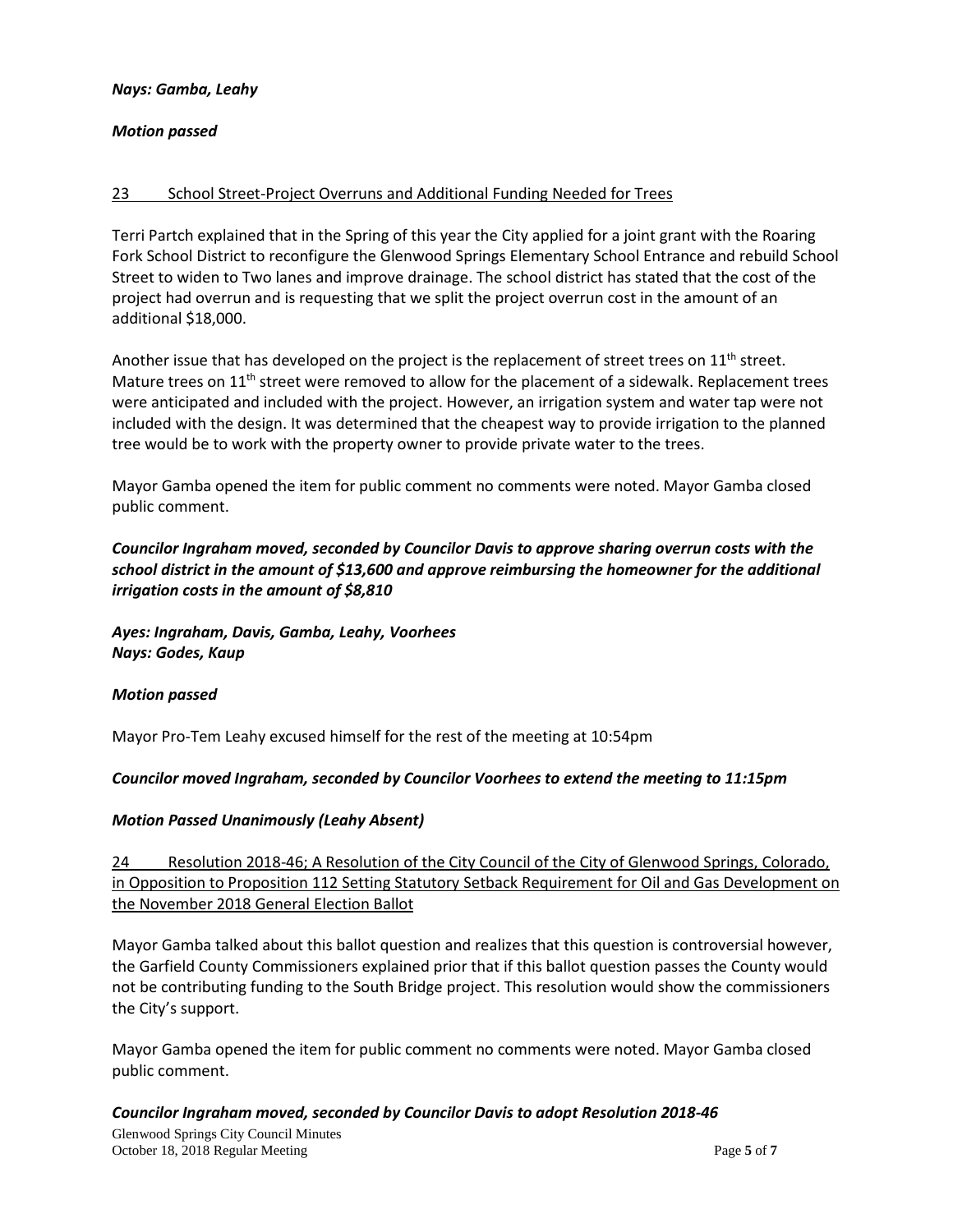***Nays: Gamba, Leahy***

***Motion passed***

23 School Street-Project Overruns and Additional Funding Needed for Trees

Terri Partch explained that in the Spring of this year the City applied for a joint grant with the Roaring Fork School District to reconfigure the Glenwood Springs Elementary School Entrance and rebuild School Street to widen to Two lanes and improve drainage. The school district has stated that the cost of the project had overrun and is requesting that we split the project overrun cost in the amount of an additional $18,000.

Another issue that has developed on the project is the replacement of street trees on 11th street. Mature trees on 11th street were removed to allow for the placement of a sidewalk. Replacement trees were anticipated and included with the project. However, an irrigation system and water tap were not included with the design. It was determined that the cheapest way to provide irrigation to the planned tree would be to work with the property owner to provide private water to the trees.

Mayor Gamba opened the item for public comment no comments were noted. Mayor Gamba closed public comment.

***Councilor Ingraham moved, seconded by Councilor Davis to approve sharing overrun costs with the school district in the amount of $13,600 and approve reimbursing the homeowner for the additional irrigation costs in the amount of $8,810***

***Ayes: Ingraham, Davis, Gamba, Leahy, Voorhees***
***Nays: Godes, Kaup***

***Motion passed***

Mayor Pro-Tem Leahy excused himself for the rest of the meeting at 10:54pm

***Councilor moved Ingraham, seconded by Councilor Voorhees to extend the meeting to 11:15pm***

***Motion Passed Unanimously (Leahy Absent)***

24 Resolution 2018-46; A Resolution of the City Council of the City of Glenwood Springs, Colorado, in Opposition to Proposition 112 Setting Statutory Setback Requirement for Oil and Gas Development on the November 2018 General Election Ballot

Mayor Gamba talked about this ballot question and realizes that this question is controversial however, the Garfield County Commissioners explained prior that if this ballot question passes the County would not be contributing funding to the South Bridge project. This resolution would show the commissioners the City's support.

Mayor Gamba opened the item for public comment no comments were noted. Mayor Gamba closed public comment.

***Councilor Ingraham moved, seconded by Councilor Davis to adopt Resolution 2018-46***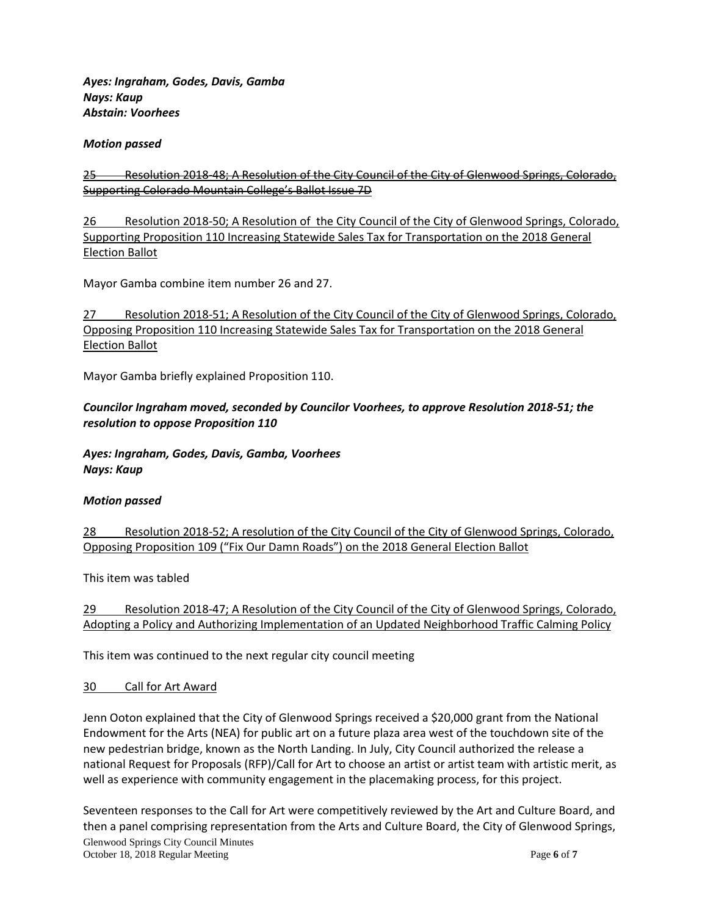***Ayes: Ingraham, Godes, Davis, Gamba***
***Nays: Kaup***
***Abstain: Voorhees***

***Motion passed***

~~25 Resolution 2018-48; A Resolution of the City Council of the City of Glenwood Springs, Colorado, Supporting Colorado Mountain College's Ballot Issue 7D~~

26 Resolution 2018-50; A Resolution of the City Council of the City of Glenwood Springs, Colorado, Supporting Proposition 110 Increasing Statewide Sales Tax for Transportation on the 2018 General Election Ballot

Mayor Gamba combine item number 26 and 27.

27 Resolution 2018-51; A Resolution of the City Council of the City of Glenwood Springs, Colorado, Opposing Proposition 110 Increasing Statewide Sales Tax for Transportation on the 2018 General Election Ballot

Mayor Gamba briefly explained Proposition 110.

***Councilor Ingraham moved, seconded by Councilor Voorhees, to approve Resolution 2018-51; the resolution to oppose Proposition 110***

***Ayes: Ingraham, Godes, Davis, Gamba, Voorhees***
***Nays: Kaup***

***Motion passed***

28 Resolution 2018-52; A resolution of the City Council of the City of Glenwood Springs, Colorado, Opposing Proposition 109 ("Fix Our Damn Roads") on the 2018 General Election Ballot

This item was tabled

29 Resolution 2018-47; A Resolution of the City Council of the City of Glenwood Springs, Colorado, Adopting a Policy and Authorizing Implementation of an Updated Neighborhood Traffic Calming Policy

This item was continued to the next regular city council meeting

30 Call for Art Award

Jenn Ooton explained that the City of Glenwood Springs received a $20,000 grant from the National Endowment for the Arts (NEA) for public art on a future plaza area west of the touchdown site of the new pedestrian bridge, known as the North Landing. In July, City Council authorized the release a national Request for Proposals (RFP)/Call for Art to choose an artist or artist team with artistic merit, as well as experience with community engagement in the placemaking process, for this project.

Seventeen responses to the Call for Art were competitively reviewed by the Art and Culture Board, and then a panel comprising representation from the Arts and Culture Board, the City of Glenwood Springs,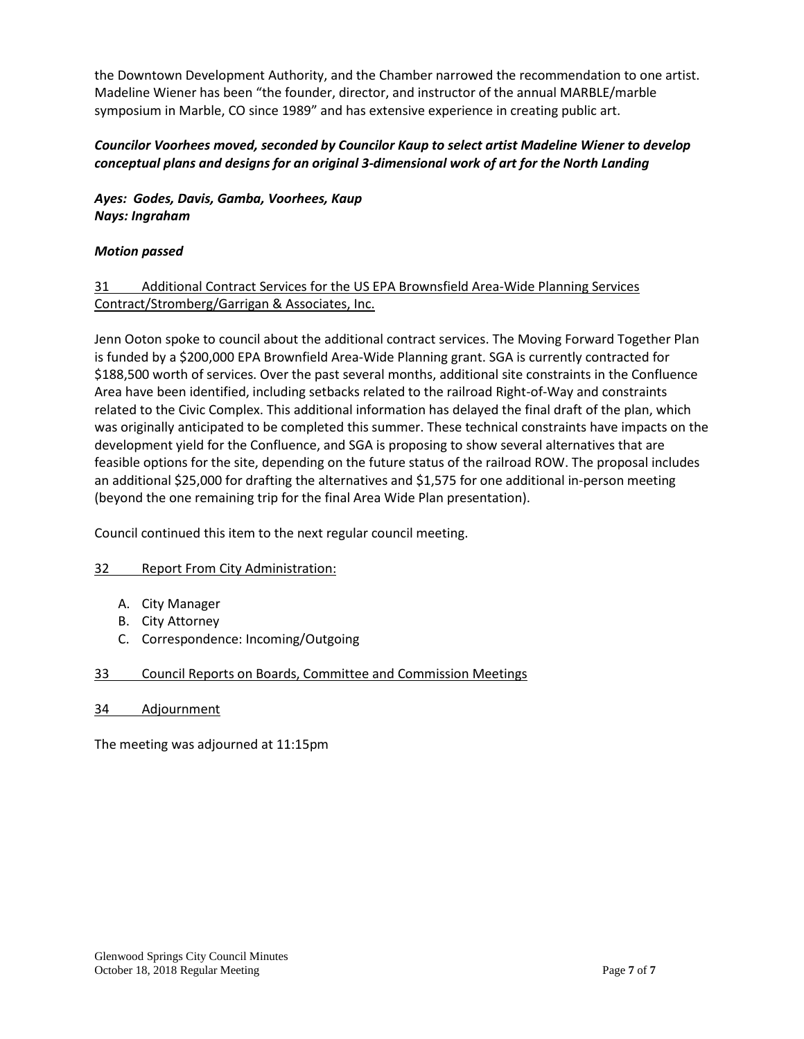the Downtown Development Authority, and the Chamber narrowed the recommendation to one artist. Madeline Wiener has been “the founder, director, and instructor of the annual MARBLE/marble symposium in Marble, CO since 1989” and has extensive experience in creating public art.

***Councilor Voorhees moved, seconded by Councilor Kaup to select artist Madeline Wiener to develop conceptual plans and designs for an original 3-dimensional work of art for the North Landing***

***Ayes: Godes, Davis, Gamba, Voorhees, Kaup***
***Nays: Ingraham***

***Motion passed***

<u>31 Additional Contract Services for the US EPA Brownsfield Area-Wide Planning Services Contract/Stromberg/Garrigan & Associates, Inc.</u>

Jenn Ooton spoke to council about the additional contract services. The Moving Forward Together Plan is funded by a $200,000 EPA Brownfield Area-Wide Planning grant. SGA is currently contracted for $188,500 worth of services. Over the past several months, additional site constraints in the Confluence Area have been identified, including setbacks related to the railroad Right-of-Way and constraints related to the Civic Complex. This additional information has delayed the final draft of the plan, which was originally anticipated to be completed this summer. These technical constraints have impacts on the development yield for the Confluence, and SGA is proposing to show several alternatives that are feasible options for the site, depending on the future status of the railroad ROW. The proposal includes an additional $25,000 for drafting the alternatives and $1,575 for one additional in-person meeting (beyond the one remaining trip for the final Area Wide Plan presentation).

Council continued this item to the next regular council meeting.

<u>32 Report From City Administration:</u>

A. City Manager
B. City Attorney
C. Correspondence: Incoming/Outgoing

<u>33 Council Reports on Boards, Committee and Commission Meetings</u>

<u>34 Adjournment</u>

The meeting was adjourned at 11:15pm